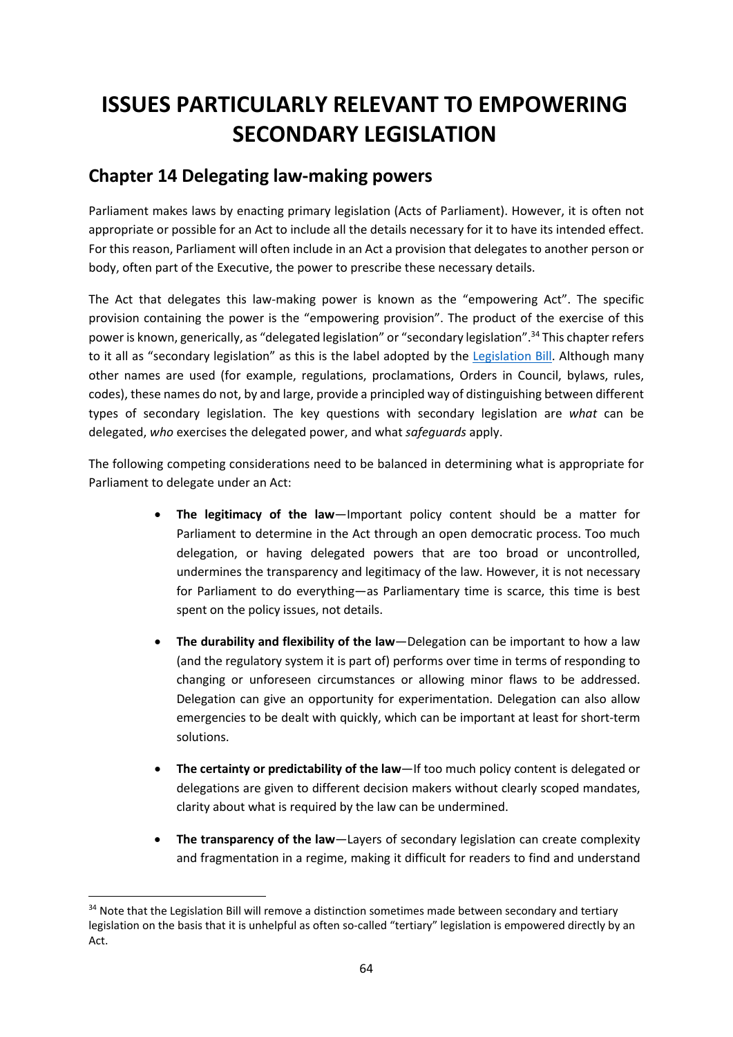# ISSUES PARTICULARLY RELEVANT TO EMPOWERING SECONDARY LEGISLATION

## Chapter 14 Delegating law-making powers

Parliament makes laws by enacting primary legislation (Acts of Parliament). However, it is often not appropriate or possible for an Act to include all the details necessary for it to have its intended effect. For this reason, Parliament will often include in an Act a provision that delegates to another person or body, often part of the Executive, the power to prescribe these necessary details.

The Act that delegates this law-making power is known as the "empowering Act". The specific provision containing the power is the "empowering provision". The product of the exercise of this power is known, generically, as "delegated legislation" or "secondary legislation".[34] This chapter refers to it all as "secondary legislation" as this is the label adopted by the Legislation Bill. Although many other names are used (for example, regulations, proclamations, Orders in Council, bylaws, rules, codes), these names do not, by and large, provide a principled way of distinguishing between different types of secondary legislation. The key questions with secondary legislation are *what* can be delegated, *who* exercises the delegated power, and what *safeguards* apply.

The following competing considerations need to be balanced in determining what is appropriate for Parliament to delegate under an Act:

- **The legitimacy of the law**—Important policy content should be a matter for Parliament to determine in the Act through an open democratic process. Too much delegation, or having delegated powers that are too broad or uncontrolled, undermines the transparency and legitimacy of the law. However, it is not necessary for Parliament to do everything—as Parliamentary time is scarce, this time is best spent on the policy issues, not details.

- **The durability and flexibility of the law**—Delegation can be important to how a law (and the regulatory system it is part of) performs over time in terms of responding to changing or unforeseen circumstances or allowing minor flaws to be addressed. Delegation can give an opportunity for experimentation. Delegation can also allow emergencies to be dealt with quickly, which can be important at least for short-term solutions.

- **The certainty or predictability of the law**—If too much policy content is delegated or delegations are given to different decision makers without clearly scoped mandates, clarity about what is required by the law can be undermined.

- **The transparency of the law**—Layers of secondary legislation can create complexity and fragmentation in a regime, making it difficult for readers to find and understand

[34] Note that the Legislation Bill will remove a distinction sometimes made between secondary and tertiary legislation on the basis that it is unhelpful as often so-called "tertiary" legislation is empowered directly by an Act.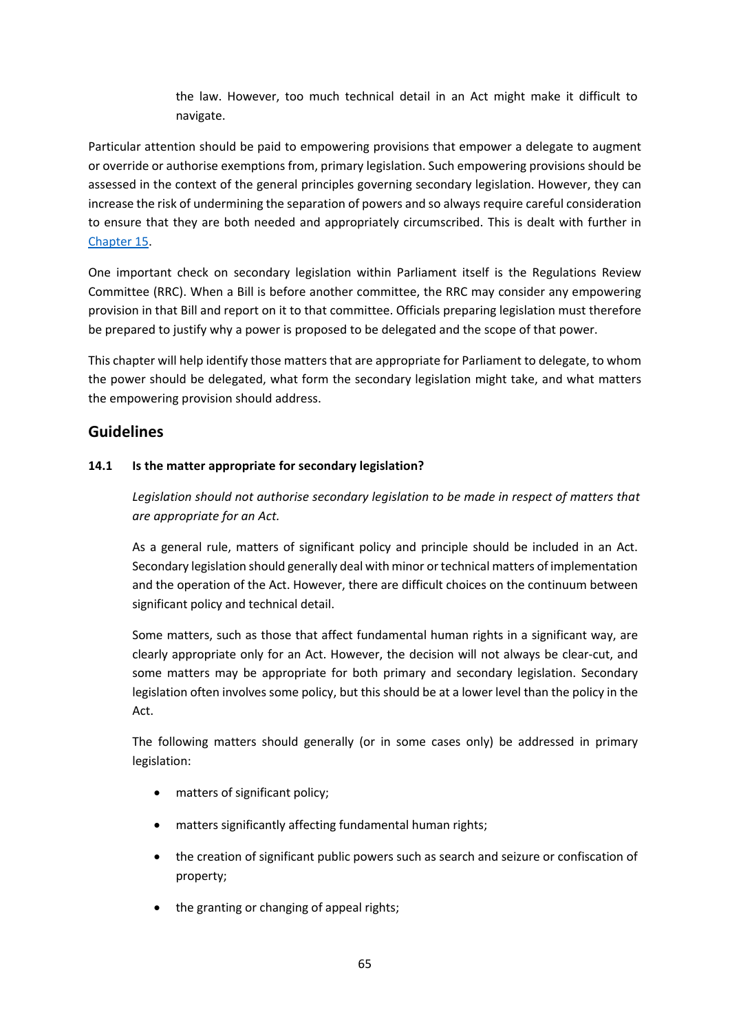the law. However, too much technical detail in an Act might make it difficult to navigate.

Particular attention should be paid to empowering provisions that empower a delegate to augment or override or authorise exemptions from, primary legislation. Such empowering provisions should be assessed in the context of the general principles governing secondary legislation. However, they can increase the risk of undermining the separation of powers and so always require careful consideration to ensure that they are both needed and appropriately circumscribed. This is dealt with further in [Chapter 15](#).

One important check on secondary legislation within Parliament itself is the Regulations Review Committee (RRC). When a Bill is before another committee, the RRC may consider any empowering provision in that Bill and report on it to that committee. Officials preparing legislation must therefore be prepared to justify why a power is proposed to be delegated and the scope of that power.

This chapter will help identify those matters that are appropriate for Parliament to delegate, to whom the power should be delegated, what form the secondary legislation might take, and what matters the empowering provision should address.

## Guidelines

### 14.1 Is the matter appropriate for secondary legislation?

*Legislation should not authorise secondary legislation to be made in respect of matters that are appropriate for an Act.*

As a general rule, matters of significant policy and principle should be included in an Act. Secondary legislation should generally deal with minor or technical matters of implementation and the operation of the Act. However, there are difficult choices on the continuum between significant policy and technical detail.

Some matters, such as those that affect fundamental human rights in a significant way, are clearly appropriate only for an Act. However, the decision will not always be clear-cut, and some matters may be appropriate for both primary and secondary legislation. Secondary legislation often involves some policy, but this should be at a lower level than the policy in the Act.

The following matters should generally (or in some cases only) be addressed in primary legislation:

- matters of significant policy;
- matters significantly affecting fundamental human rights;
- the creation of significant public powers such as search and seizure or confiscation of property;
- the granting or changing of appeal rights;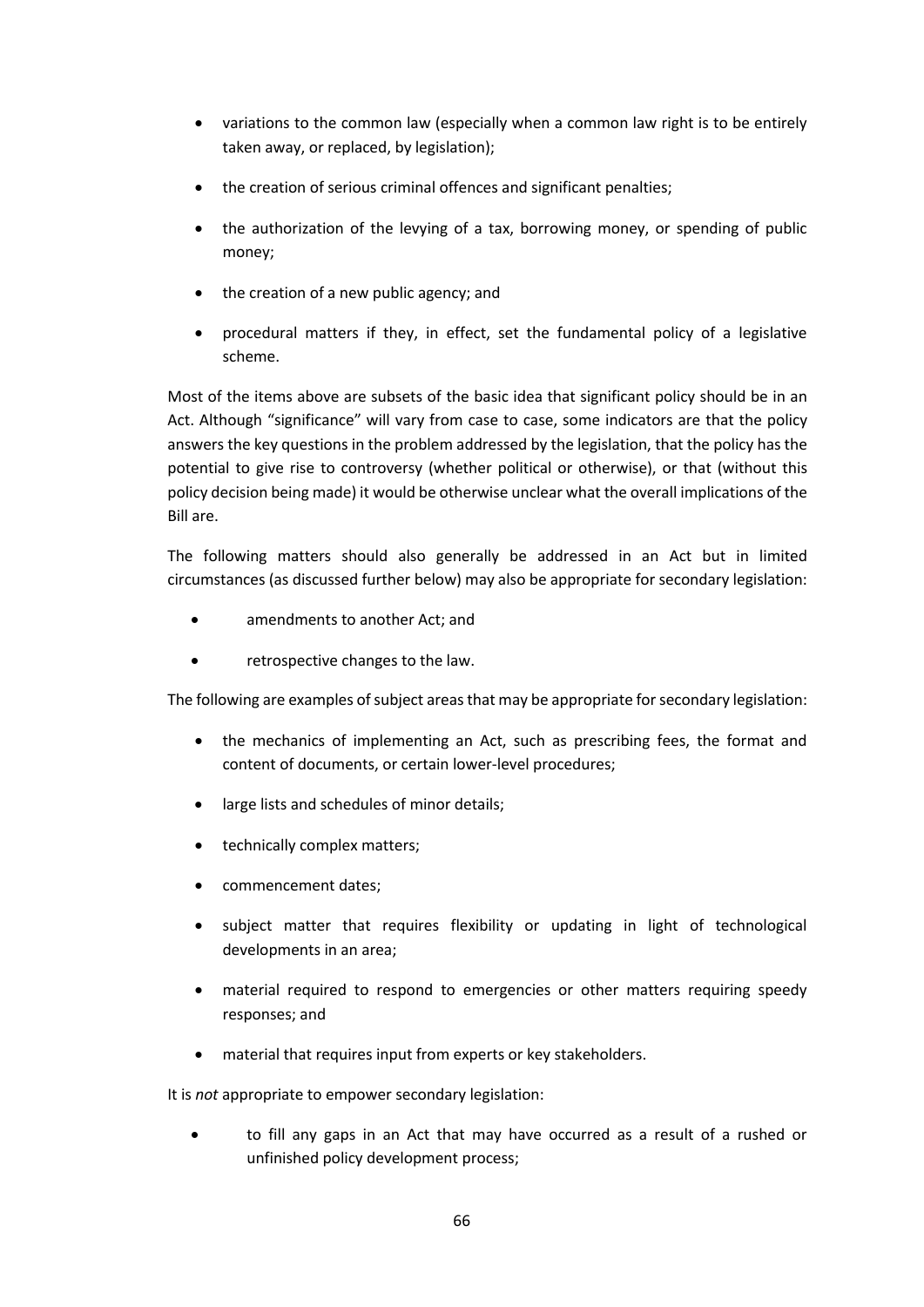- variations to the common law (especially when a common law right is to be entirely taken away, or replaced, by legislation);
- the creation of serious criminal offences and significant penalties;
- the authorization of the levying of a tax, borrowing money, or spending of public money;
- the creation of a new public agency; and
- procedural matters if they, in effect, set the fundamental policy of a legislative scheme.

Most of the items above are subsets of the basic idea that significant policy should be in an Act. Although "significance" will vary from case to case, some indicators are that the policy answers the key questions in the problem addressed by the legislation, that the policy has the potential to give rise to controversy (whether political or otherwise), or that (without this policy decision being made) it would be otherwise unclear what the overall implications of the Bill are.

The following matters should also generally be addressed in an Act but in limited circumstances (as discussed further below) may also be appropriate for secondary legislation:

- amendments to another Act; and
- retrospective changes to the law.

The following are examples of subject areas that may be appropriate for secondary legislation:

- the mechanics of implementing an Act, such as prescribing fees, the format and content of documents, or certain lower-level procedures;
- large lists and schedules of minor details;
- technically complex matters;
- commencement dates;
- subject matter that requires flexibility or updating in light of technological developments in an area;
- material required to respond to emergencies or other matters requiring speedy responses; and
- material that requires input from experts or key stakeholders.

It is *not* appropriate to empower secondary legislation:

- to fill any gaps in an Act that may have occurred as a result of a rushed or unfinished policy development process;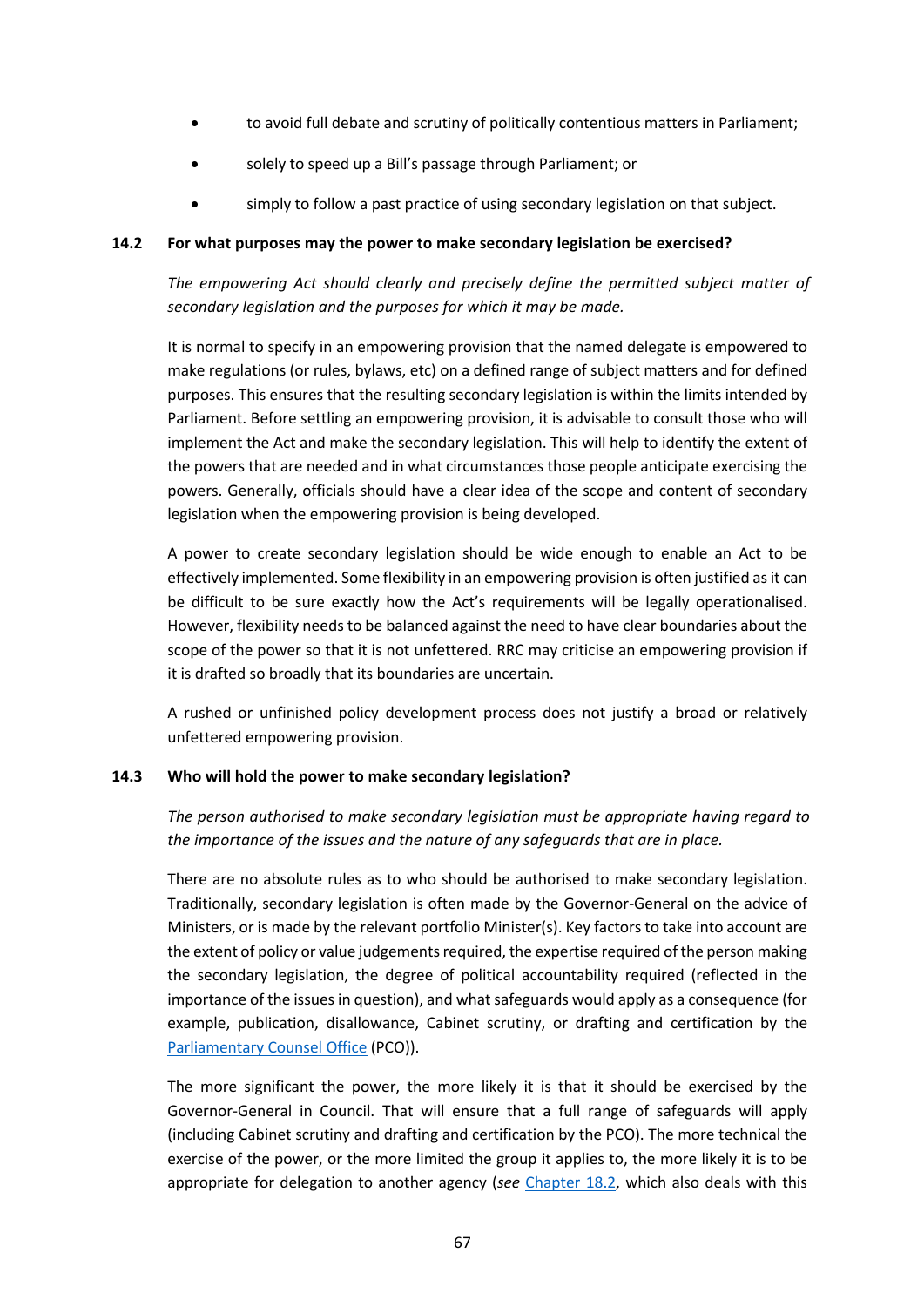- to avoid full debate and scrutiny of politically contentious matters in Parliament;
- solely to speed up a Bill's passage through Parliament; or
- simply to follow a past practice of using secondary legislation on that subject.

### 14.2 For what purposes may the power to make secondary legislation be exercised?

*The empowering Act should clearly and precisely define the permitted subject matter of secondary legislation and the purposes for which it may be made.*

It is normal to specify in an empowering provision that the named delegate is empowered to make regulations (or rules, bylaws, etc) on a defined range of subject matters and for defined purposes. This ensures that the resulting secondary legislation is within the limits intended by Parliament. Before settling an empowering provision, it is advisable to consult those who will implement the Act and make the secondary legislation. This will help to identify the extent of the powers that are needed and in what circumstances those people anticipate exercising the powers. Generally, officials should have a clear idea of the scope and content of secondary legislation when the empowering provision is being developed.

A power to create secondary legislation should be wide enough to enable an Act to be effectively implemented. Some flexibility in an empowering provision is often justified as it can be difficult to be sure exactly how the Act's requirements will be legally operationalised. However, flexibility needs to be balanced against the need to have clear boundaries about the scope of the power so that it is not unfettered. RRC may criticise an empowering provision if it is drafted so broadly that its boundaries are uncertain.

A rushed or unfinished policy development process does not justify a broad or relatively unfettered empowering provision.

### 14.3 Who will hold the power to make secondary legislation?

*The person authorised to make secondary legislation must be appropriate having regard to the importance of the issues and the nature of any safeguards that are in place.*

There are no absolute rules as to who should be authorised to make secondary legislation. Traditionally, secondary legislation is often made by the Governor-General on the advice of Ministers, or is made by the relevant portfolio Minister(s). Key factors to take into account are the extent of policy or value judgements required, the expertise required of the person making the secondary legislation, the degree of political accountability required (reflected in the importance of the issues in question), and what safeguards would apply as a consequence (for example, publication, disallowance, Cabinet scrutiny, or drafting and certification by the Parliamentary Counsel Office (PCO)).

The more significant the power, the more likely it is that it should be exercised by the Governor-General in Council. That will ensure that a full range of safeguards will apply (including Cabinet scrutiny and drafting and certification by the PCO). The more technical the exercise of the power, or the more limited the group it applies to, the more likely it is to be appropriate for delegation to another agency (*see* Chapter 18.2, which also deals with this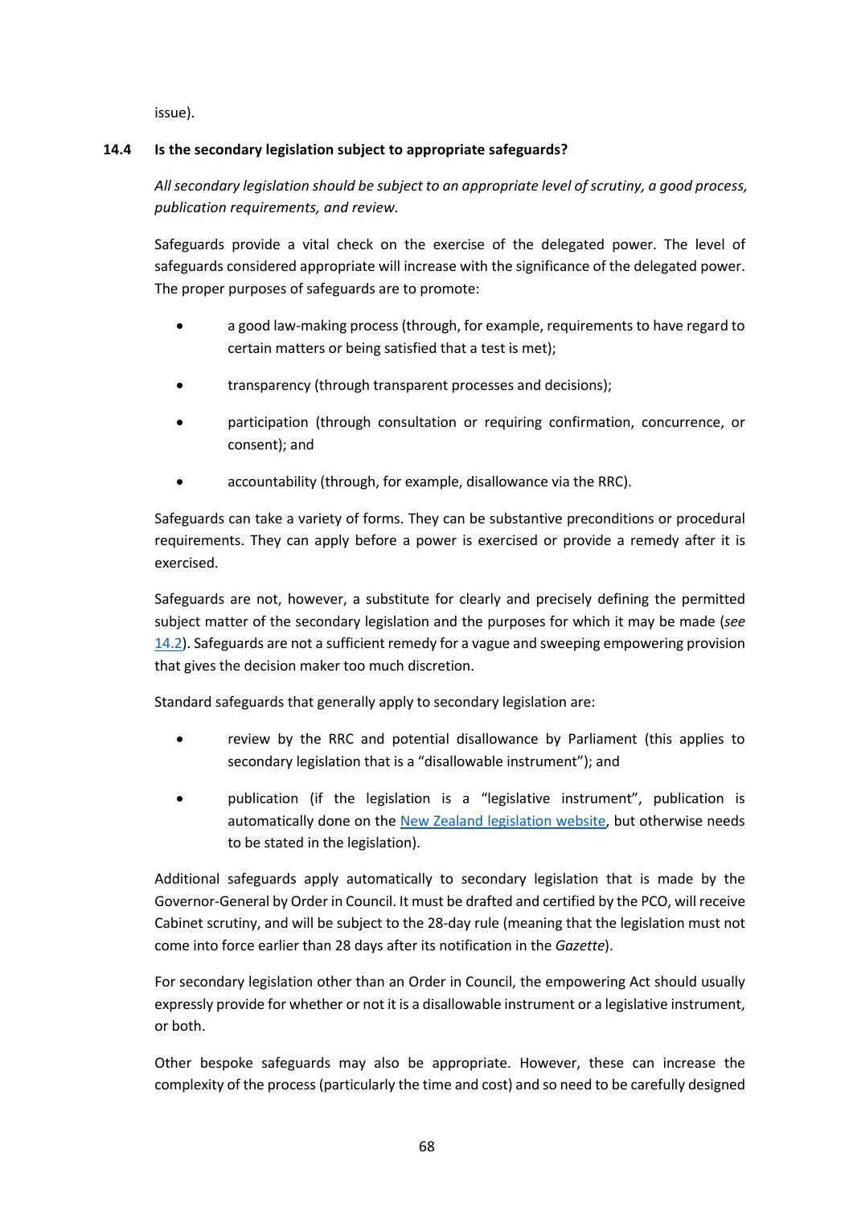issue).

### 14.4 Is the secondary legislation subject to appropriate safeguards?

*All secondary legislation should be subject to an appropriate level of scrutiny, a good process, publication requirements, and review.*

Safeguards provide a vital check on the exercise of the delegated power. The level of safeguards considered appropriate will increase with the significance of the delegated power. The proper purposes of safeguards are to promote:

- a good law-making process (through, for example, requirements to have regard to certain matters or being satisfied that a test is met);
- transparency (through transparent processes and decisions);
- participation (through consultation or requiring confirmation, concurrence, or consent); and
- accountability (through, for example, disallowance via the RRC).

Safeguards can take a variety of forms. They can be substantive preconditions or procedural requirements. They can apply before a power is exercised or provide a remedy after it is exercised.

Safeguards are not, however, a substitute for clearly and precisely defining the permitted subject matter of the secondary legislation and the purposes for which it may be made (*see* [14.2](#)). Safeguards are not a sufficient remedy for a vague and sweeping empowering provision that gives the decision maker too much discretion.

Standard safeguards that generally apply to secondary legislation are:

- review by the RRC and potential disallowance by Parliament (this applies to secondary legislation that is a "disallowable instrument"); and
- publication (if the legislation is a "legislative instrument", publication is automatically done on the [New Zealand legislation website](#), but otherwise needs to be stated in the legislation).

Additional safeguards apply automatically to secondary legislation that is made by the Governor-General by Order in Council. It must be drafted and certified by the PCO, will receive Cabinet scrutiny, and will be subject to the 28-day rule (meaning that the legislation must not come into force earlier than 28 days after its notification in the *Gazette*).

For secondary legislation other than an Order in Council, the empowering Act should usually expressly provide for whether or not it is a disallowable instrument or a legislative instrument, or both.

Other bespoke safeguards may also be appropriate. However, these can increase the complexity of the process (particularly the time and cost) and so need to be carefully designed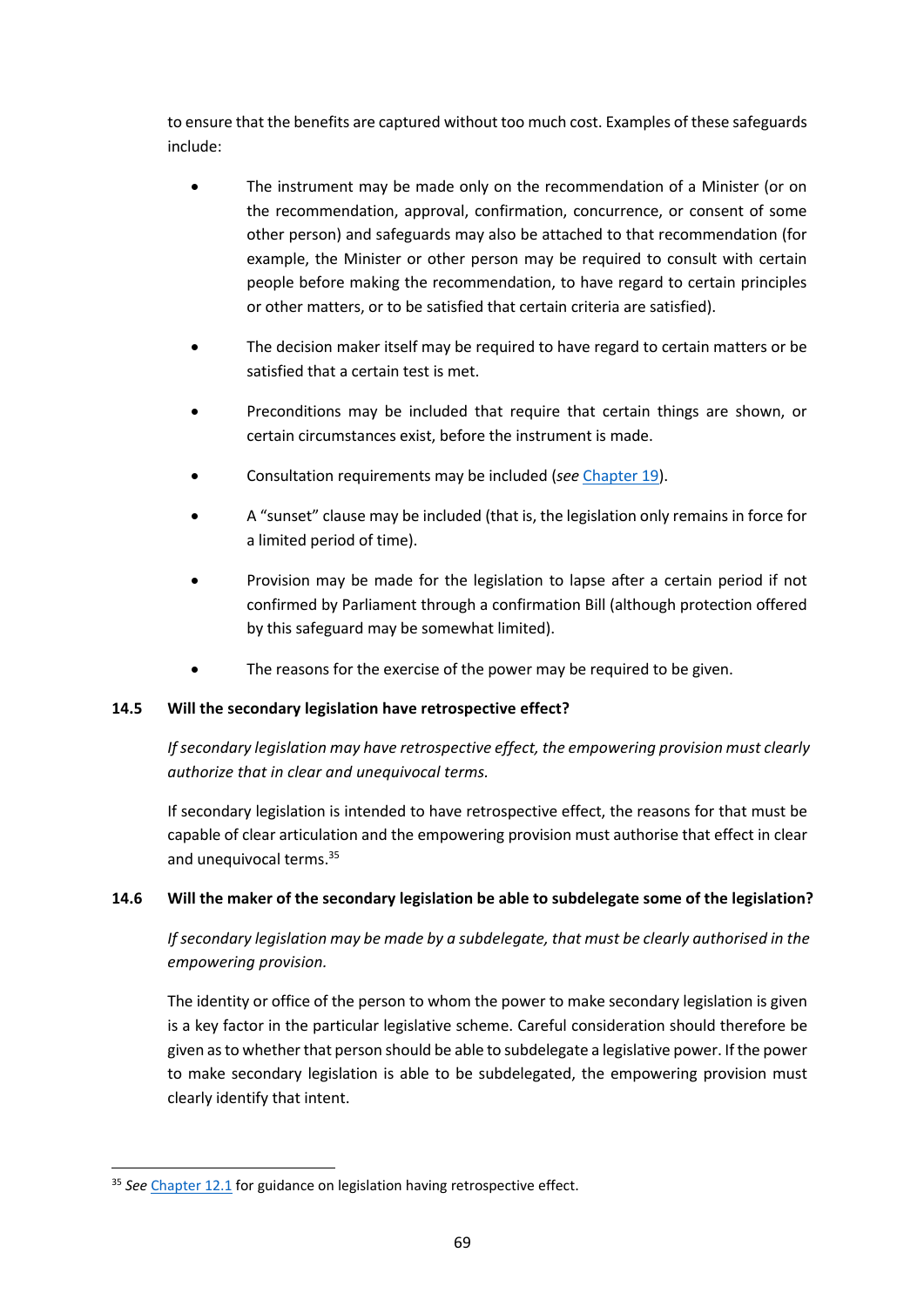to ensure that the benefits are captured without too much cost. Examples of these safeguards include:

- The instrument may be made only on the recommendation of a Minister (or on the recommendation, approval, confirmation, concurrence, or consent of some other person) and safeguards may also be attached to that recommendation (for example, the Minister or other person may be required to consult with certain people before making the recommendation, to have regard to certain principles or other matters, or to be satisfied that certain criteria are satisfied).
- The decision maker itself may be required to have regard to certain matters or be satisfied that a certain test is met.
- Preconditions may be included that require that certain things are shown, or certain circumstances exist, before the instrument is made.
- Consultation requirements may be included (*see* Chapter 19).
- A "sunset" clause may be included (that is, the legislation only remains in force for a limited period of time).
- Provision may be made for the legislation to lapse after a certain period if not confirmed by Parliament through a confirmation Bill (although protection offered by this safeguard may be somewhat limited).
- The reasons for the exercise of the power may be required to be given.

### 14.5 Will the secondary legislation have retrospective effect?

*If secondary legislation may have retrospective effect, the empowering provision must clearly authorize that in clear and unequivocal terms.*

If secondary legislation is intended to have retrospective effect, the reasons for that must be capable of clear articulation and the empowering provision must authorise that effect in clear and unequivocal terms.[35]

### 14.6 Will the maker of the secondary legislation be able to subdelegate some of the legislation?

*If secondary legislation may be made by a subdelegate, that must be clearly authorised in the empowering provision.*

The identity or office of the person to whom the power to make secondary legislation is given is a key factor in the particular legislative scheme. Careful consideration should therefore be given as to whether that person should be able to subdelegate a legislative power. If the power to make secondary legislation is able to be subdelegated, the empowering provision must clearly identify that intent.

---

[35] *See* Chapter 12.1 for guidance on legislation having retrospective effect.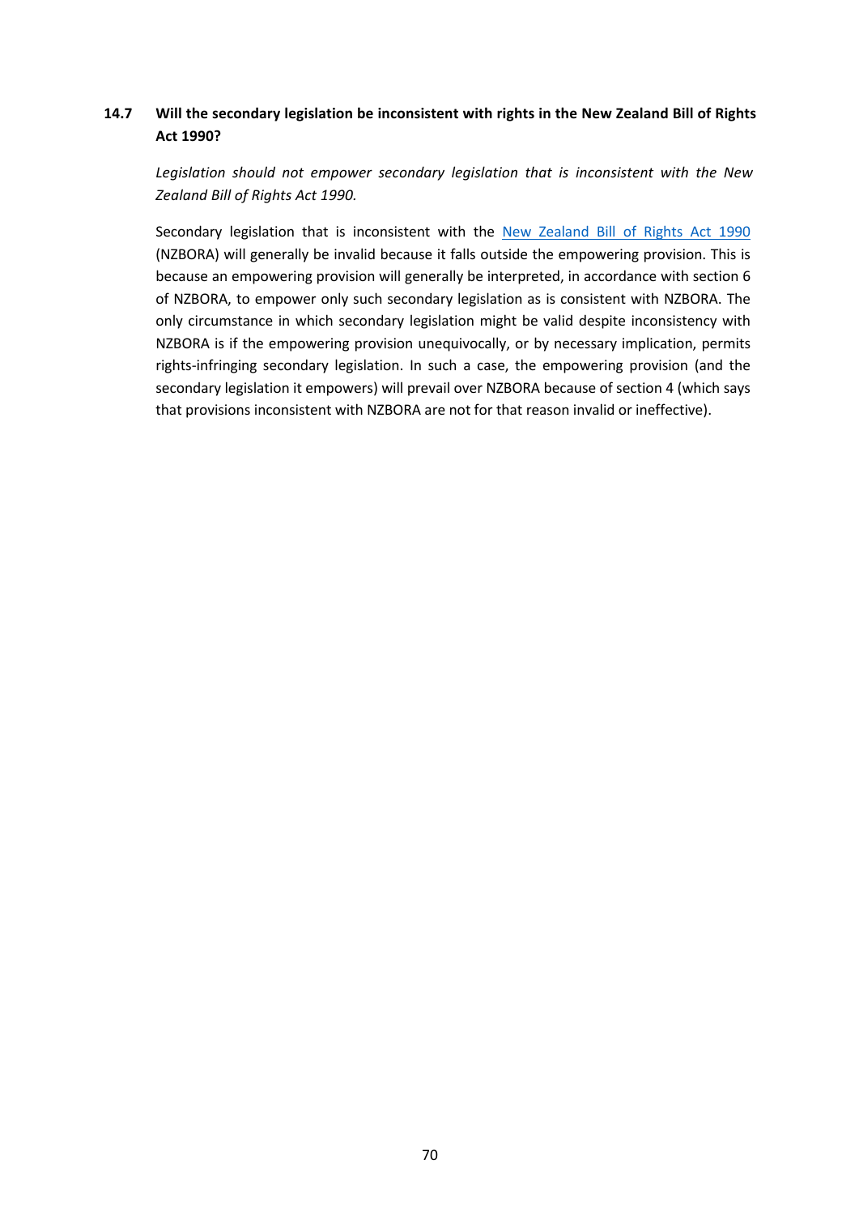### 14.7 Will the secondary legislation be inconsistent with rights in the New Zealand Bill of Rights Act 1990?

*Legislation should not empower secondary legislation that is inconsistent with the New Zealand Bill of Rights Act 1990.*

Secondary legislation that is inconsistent with the New Zealand Bill of Rights Act 1990 (NZBORA) will generally be invalid because it falls outside the empowering provision. This is because an empowering provision will generally be interpreted, in accordance with section 6 of NZBORA, to empower only such secondary legislation as is consistent with NZBORA. The only circumstance in which secondary legislation might be valid despite inconsistency with NZBORA is if the empowering provision unequivocally, or by necessary implication, permits rights-infringing secondary legislation. In such a case, the empowering provision (and the secondary legislation it empowers) will prevail over NZBORA because of section 4 (which says that provisions inconsistent with NZBORA are not for that reason invalid or ineffective).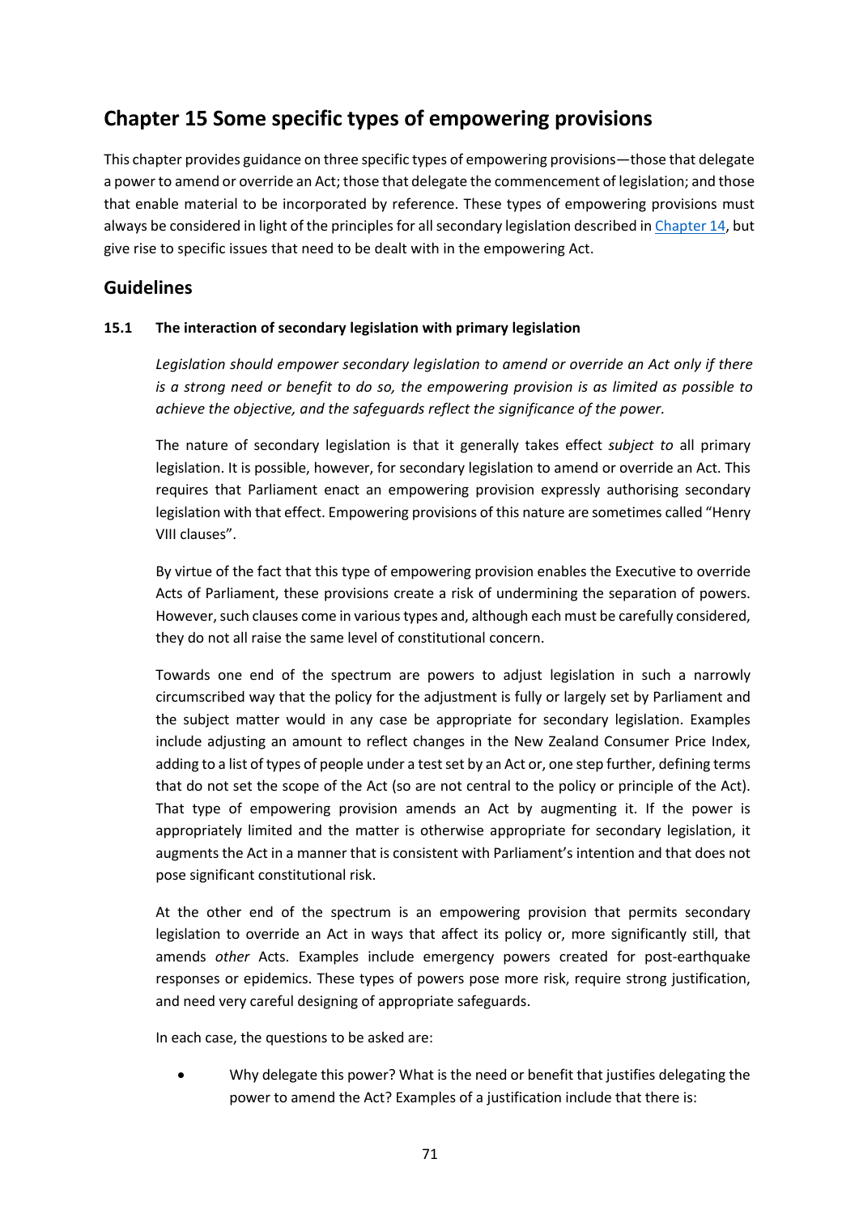# Chapter 15 Some specific types of empowering provisions

This chapter provides guidance on three specific types of empowering provisions—those that delegate a power to amend or override an Act; those that delegate the commencement of legislation; and those that enable material to be incorporated by reference. These types of empowering provisions must always be considered in light of the principles for all secondary legislation described in [Chapter 14](), but give rise to specific issues that need to be dealt with in the empowering Act.

## Guidelines

### 15.1 The interaction of secondary legislation with primary legislation

*Legislation should empower secondary legislation to amend or override an Act only if there is a strong need or benefit to do so, the empowering provision is as limited as possible to achieve the objective, and the safeguards reflect the significance of the power.*

The nature of secondary legislation is that it generally takes effect *subject to* all primary legislation. It is possible, however, for secondary legislation to amend or override an Act. This requires that Parliament enact an empowering provision expressly authorising secondary legislation with that effect. Empowering provisions of this nature are sometimes called "Henry VIII clauses".

By virtue of the fact that this type of empowering provision enables the Executive to override Acts of Parliament, these provisions create a risk of undermining the separation of powers. However, such clauses come in various types and, although each must be carefully considered, they do not all raise the same level of constitutional concern.

Towards one end of the spectrum are powers to adjust legislation in such a narrowly circumscribed way that the policy for the adjustment is fully or largely set by Parliament and the subject matter would in any case be appropriate for secondary legislation. Examples include adjusting an amount to reflect changes in the New Zealand Consumer Price Index, adding to a list of types of people under a test set by an Act or, one step further, defining terms that do not set the scope of the Act (so are not central to the policy or principle of the Act). That type of empowering provision amends an Act by augmenting it. If the power is appropriately limited and the matter is otherwise appropriate for secondary legislation, it augments the Act in a manner that is consistent with Parliament's intention and that does not pose significant constitutional risk.

At the other end of the spectrum is an empowering provision that permits secondary legislation to override an Act in ways that affect its policy or, more significantly still, that amends *other* Acts. Examples include emergency powers created for post-earthquake responses or epidemics. These types of powers pose more risk, require strong justification, and need very careful designing of appropriate safeguards.

In each case, the questions to be asked are:

- Why delegate this power? What is the need or benefit that justifies delegating the power to amend the Act? Examples of a justification include that there is: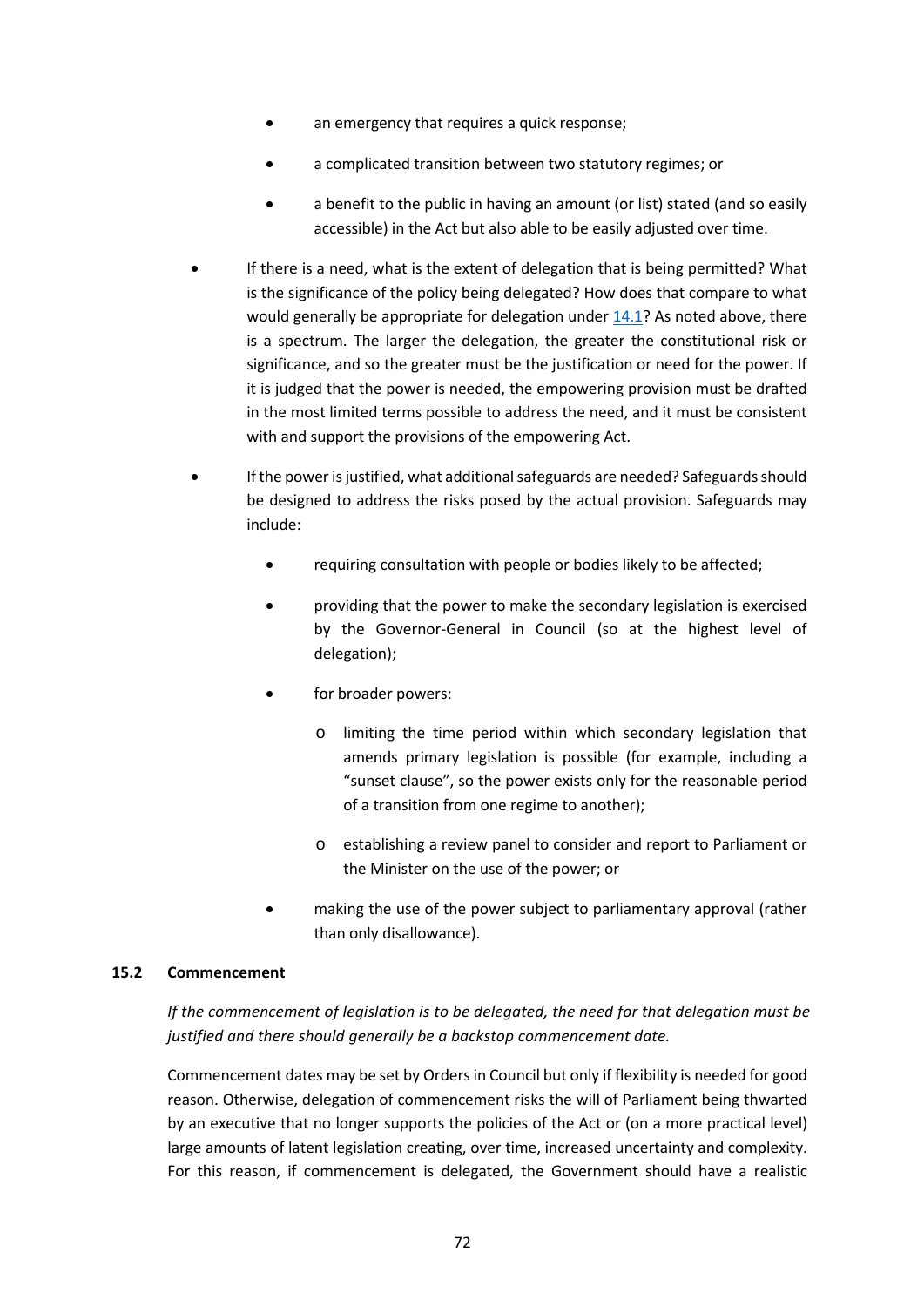- an emergency that requires a quick response;
  - a complicated transition between two statutory regimes; or
  - a benefit to the public in having an amount (or list) stated (and so easily accessible) in the Act but also able to be easily adjusted over time.

- If there is a need, what is the extent of delegation that is being permitted? What is the significance of the policy being delegated? How does that compare to what would generally be appropriate for delegation under 14.1? As noted above, there is a spectrum. The larger the delegation, the greater the constitutional risk or significance, and so the greater must be the justification or need for the power. If it is judged that the power is needed, the empowering provision must be drafted in the most limited terms possible to address the need, and it must be consistent with and support the provisions of the empowering Act.

- If the power is justified, what additional safeguards are needed? Safeguards should be designed to address the risks posed by the actual provision. Safeguards may include:

  - requiring consultation with people or bodies likely to be affected;
  - providing that the power to make the secondary legislation is exercised by the Governor-General in Council (so at the highest level of delegation);
  - for broader powers:
    - limiting the time period within which secondary legislation that amends primary legislation is possible (for example, including a "sunset clause", so the power exists only for the reasonable period of a transition from one regime to another);
    - establishing a review panel to consider and report to Parliament or the Minister on the use of the power; or
  - making the use of the power subject to parliamentary approval (rather than only disallowance).

### 15.2 Commencement

*If the commencement of legislation is to be delegated, the need for that delegation must be justified and there should generally be a backstop commencement date.*

Commencement dates may be set by Orders in Council but only if flexibility is needed for good reason. Otherwise, delegation of commencement risks the will of Parliament being thwarted by an executive that no longer supports the policies of the Act or (on a more practical level) large amounts of latent legislation creating, over time, increased uncertainty and complexity. For this reason, if commencement is delegated, the Government should have a realistic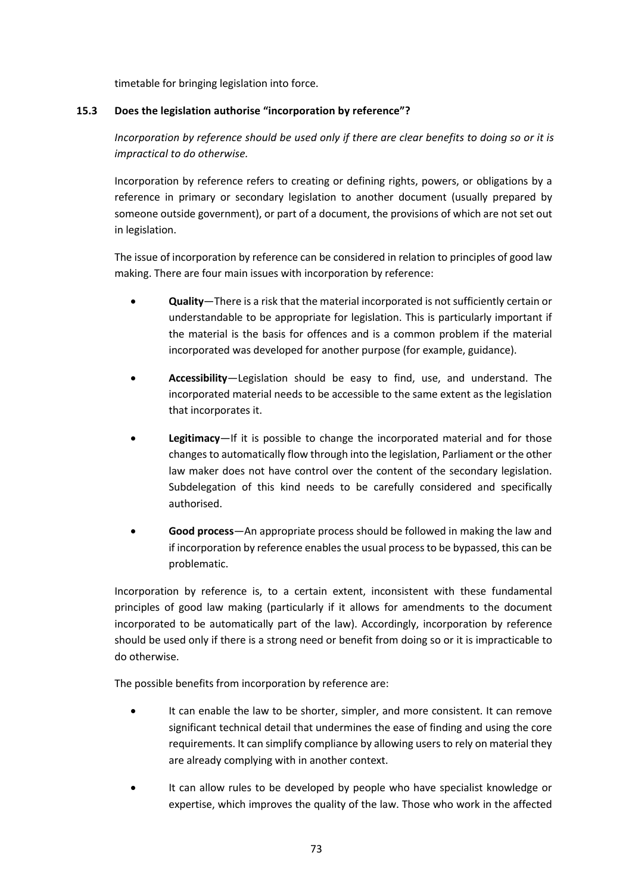timetable for bringing legislation into force.

### 15.3 Does the legislation authorise "incorporation by reference"?

*Incorporation by reference should be used only if there are clear benefits to doing so or it is impractical to do otherwise.*

Incorporation by reference refers to creating or defining rights, powers, or obligations by a reference in primary or secondary legislation to another document (usually prepared by someone outside government), or part of a document, the provisions of which are not set out in legislation.

The issue of incorporation by reference can be considered in relation to principles of good law making. There are four main issues with incorporation by reference:

- **Quality**—There is a risk that the material incorporated is not sufficiently certain or understandable to be appropriate for legislation. This is particularly important if the material is the basis for offences and is a common problem if the material incorporated was developed for another purpose (for example, guidance).
- **Accessibility**—Legislation should be easy to find, use, and understand. The incorporated material needs to be accessible to the same extent as the legislation that incorporates it.
- **Legitimacy**—If it is possible to change the incorporated material and for those changes to automatically flow through into the legislation, Parliament or the other law maker does not have control over the content of the secondary legislation. Subdelegation of this kind needs to be carefully considered and specifically authorised.
- **Good process**—An appropriate process should be followed in making the law and if incorporation by reference enables the usual process to be bypassed, this can be problematic.

Incorporation by reference is, to a certain extent, inconsistent with these fundamental principles of good law making (particularly if it allows for amendments to the document incorporated to be automatically part of the law). Accordingly, incorporation by reference should be used only if there is a strong need or benefit from doing so or it is impracticable to do otherwise.

The possible benefits from incorporation by reference are:

- It can enable the law to be shorter, simpler, and more consistent. It can remove significant technical detail that undermines the ease of finding and using the core requirements. It can simplify compliance by allowing users to rely on material they are already complying with in another context.
- It can allow rules to be developed by people who have specialist knowledge or expertise, which improves the quality of the law. Those who work in the affected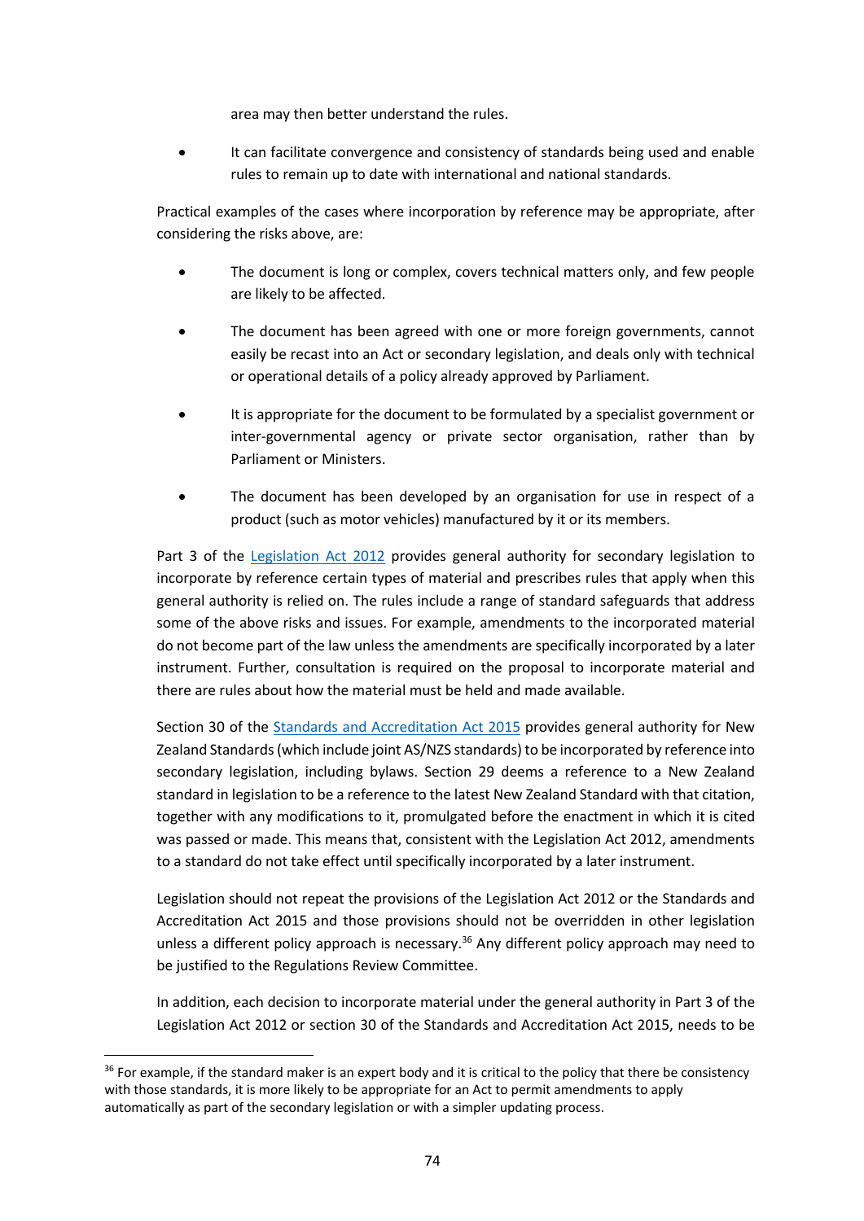area may then better understand the rules.

- It can facilitate convergence and consistency of standards being used and enable rules to remain up to date with international and national standards.

Practical examples of the cases where incorporation by reference may be appropriate, after considering the risks above, are:

- The document is long or complex, covers technical matters only, and few people are likely to be affected.
- The document has been agreed with one or more foreign governments, cannot easily be recast into an Act or secondary legislation, and deals only with technical or operational details of a policy already approved by Parliament.
- It is appropriate for the document to be formulated by a specialist government or inter-governmental agency or private sector organisation, rather than by Parliament or Ministers.
- The document has been developed by an organisation for use in respect of a product (such as motor vehicles) manufactured by it or its members.

Part 3 of the Legislation Act 2012 provides general authority for secondary legislation to incorporate by reference certain types of material and prescribes rules that apply when this general authority is relied on. The rules include a range of standard safeguards that address some of the above risks and issues. For example, amendments to the incorporated material do not become part of the law unless the amendments are specifically incorporated by a later instrument. Further, consultation is required on the proposal to incorporate material and there are rules about how the material must be held and made available.

Section 30 of the Standards and Accreditation Act 2015 provides general authority for New Zealand Standards (which include joint AS/NZS standards) to be incorporated by reference into secondary legislation, including bylaws. Section 29 deems a reference to a New Zealand standard in legislation to be a reference to the latest New Zealand Standard with that citation, together with any modifications to it, promulgated before the enactment in which it is cited was passed or made. This means that, consistent with the Legislation Act 2012, amendments to a standard do not take effect until specifically incorporated by a later instrument.

Legislation should not repeat the provisions of the Legislation Act 2012 or the Standards and Accreditation Act 2015 and those provisions should not be overridden in other legislation unless a different policy approach is necessary.[36] Any different policy approach may need to be justified to the Regulations Review Committee.

In addition, each decision to incorporate material under the general authority in Part 3 of the Legislation Act 2012 or section 30 of the Standards and Accreditation Act 2015, needs to be

[36] For example, if the standard maker is an expert body and it is critical to the policy that there be consistency with those standards, it is more likely to be appropriate for an Act to permit amendments to apply automatically as part of the secondary legislation or with a simpler updating process.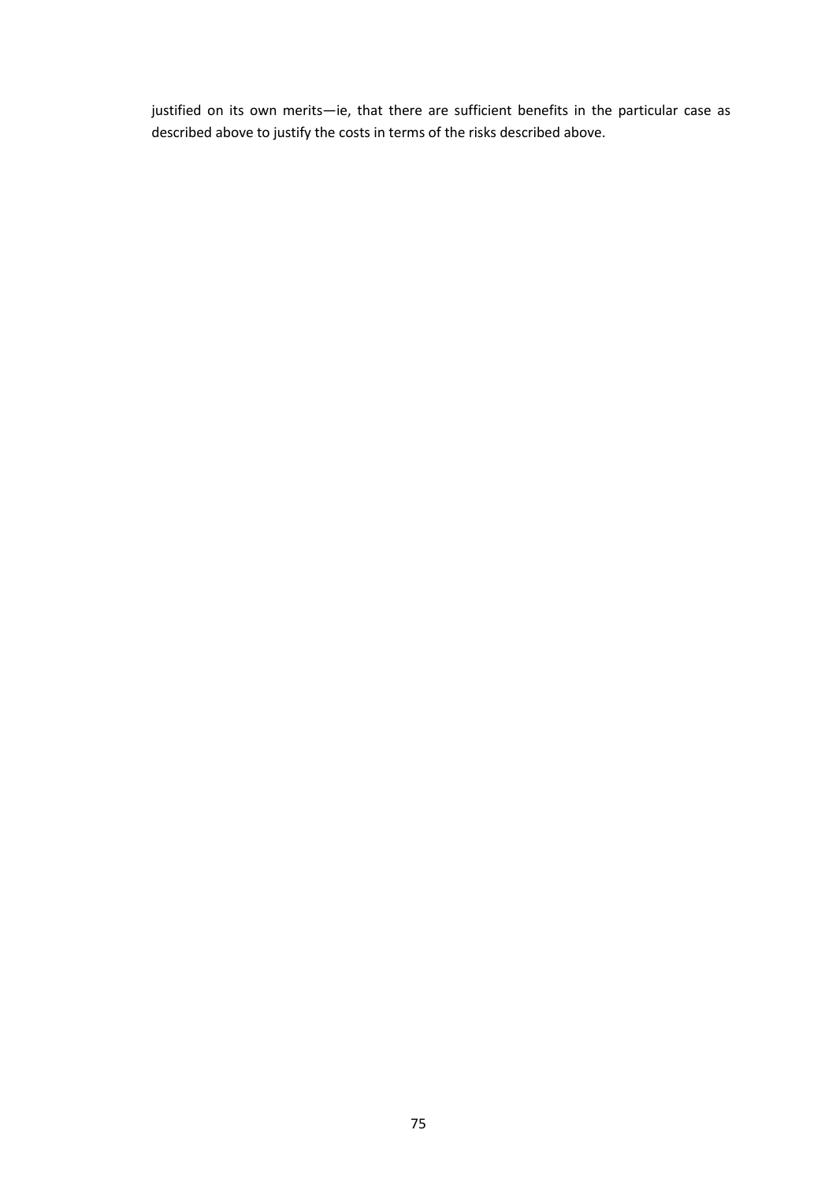justified on its own merits—ie, that there are sufficient benefits in the particular case as described above to justify the costs in terms of the risks described above.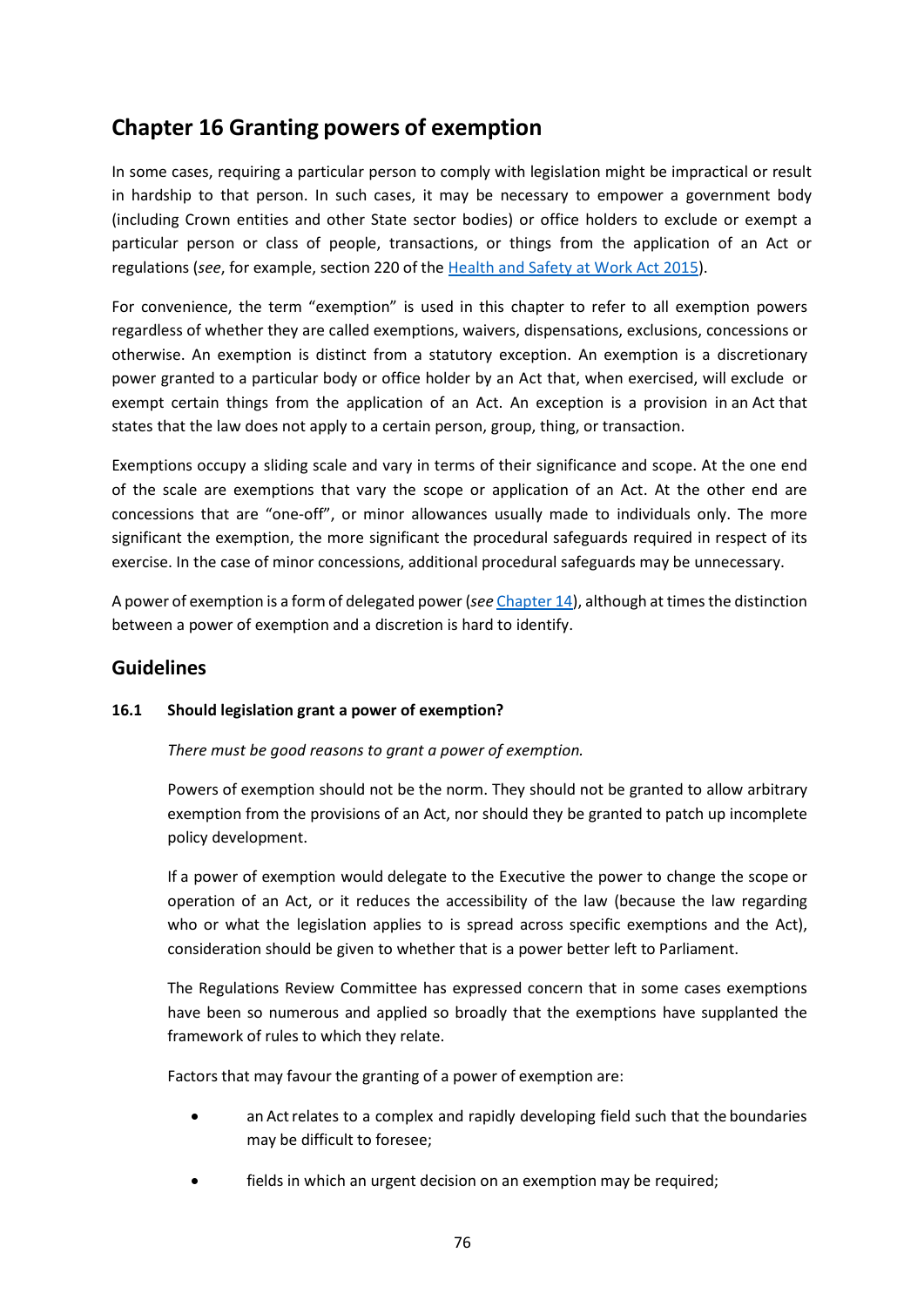# Chapter 16 Granting powers of exemption

In some cases, requiring a particular person to comply with legislation might be impractical or result in hardship to that person. In such cases, it may be necessary to empower a government body (including Crown entities and other State sector bodies) or office holders to exclude or exempt a particular person or class of people, transactions, or things from the application of an Act or regulations (*see*, for example, section 220 of the [Health and Safety at Work Act 2015](#)).

For convenience, the term "exemption" is used in this chapter to refer to all exemption powers regardless of whether they are called exemptions, waivers, dispensations, exclusions, concessions or otherwise. An exemption is distinct from a statutory exception. An exemption is a discretionary power granted to a particular body or office holder by an Act that, when exercised, will exclude or exempt certain things from the application of an Act. An exception is a provision in an Act that states that the law does not apply to a certain person, group, thing, or transaction.

Exemptions occupy a sliding scale and vary in terms of their significance and scope. At the one end of the scale are exemptions that vary the scope or application of an Act. At the other end are concessions that are "one-off", or minor allowances usually made to individuals only. The more significant the exemption, the more significant the procedural safeguards required in respect of its exercise. In the case of minor concessions, additional procedural safeguards may be unnecessary.

A power of exemption is a form of delegated power (*see* [Chapter 14](#)), although at times the distinction between a power of exemption and a discretion is hard to identify.

## Guidelines

### 16.1 Should legislation grant a power of exemption?

*There must be good reasons to grant a power of exemption.*

Powers of exemption should not be the norm. They should not be granted to allow arbitrary exemption from the provisions of an Act, nor should they be granted to patch up incomplete policy development.

If a power of exemption would delegate to the Executive the power to change the scope or operation of an Act, or it reduces the accessibility of the law (because the law regarding who or what the legislation applies to is spread across specific exemptions and the Act), consideration should be given to whether that is a power better left to Parliament.

The Regulations Review Committee has expressed concern that in some cases exemptions have been so numerous and applied so broadly that the exemptions have supplanted the framework of rules to which they relate.

Factors that may favour the granting of a power of exemption are:

- an Act relates to a complex and rapidly developing field such that the boundaries may be difficult to foresee;
- fields in which an urgent decision on an exemption may be required;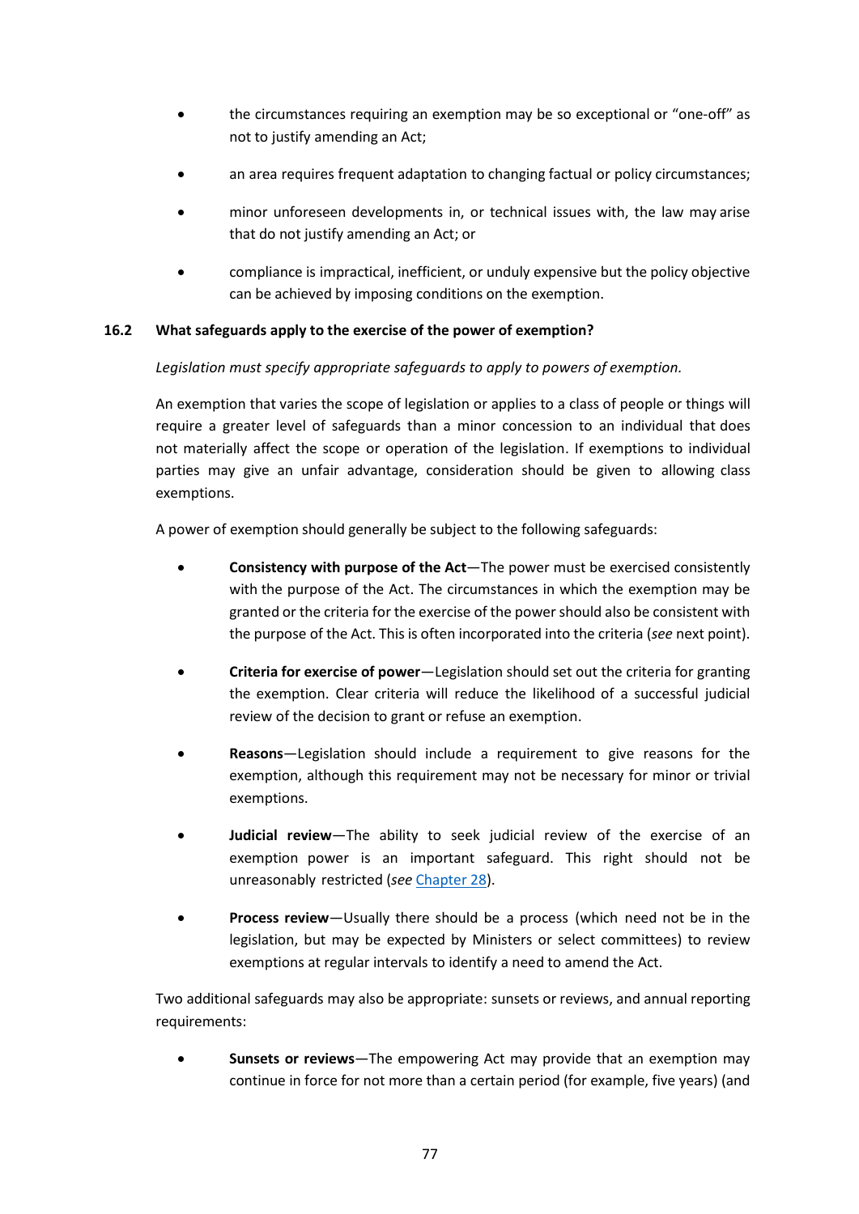- the circumstances requiring an exemption may be so exceptional or "one-off" as not to justify amending an Act;
- an area requires frequent adaptation to changing factual or policy circumstances;
- minor unforeseen developments in, or technical issues with, the law may arise that do not justify amending an Act; or
- compliance is impractical, inefficient, or unduly expensive but the policy objective can be achieved by imposing conditions on the exemption.

### 16.2 What safeguards apply to the exercise of the power of exemption?

*Legislation must specify appropriate safeguards to apply to powers of exemption.*

An exemption that varies the scope of legislation or applies to a class of people or things will require a greater level of safeguards than a minor concession to an individual that does not materially affect the scope or operation of the legislation. If exemptions to individual parties may give an unfair advantage, consideration should be given to allowing class exemptions.

A power of exemption should generally be subject to the following safeguards:

- **Consistency with purpose of the Act**—The power must be exercised consistently with the purpose of the Act. The circumstances in which the exemption may be granted or the criteria for the exercise of the power should also be consistent with the purpose of the Act. This is often incorporated into the criteria (*see* next point).
- **Criteria for exercise of power**—Legislation should set out the criteria for granting the exemption. Clear criteria will reduce the likelihood of a successful judicial review of the decision to grant or refuse an exemption.
- **Reasons**—Legislation should include a requirement to give reasons for the exemption, although this requirement may not be necessary for minor or trivial exemptions.
- **Judicial review**—The ability to seek judicial review of the exercise of an exemption power is an important safeguard. This right should not be unreasonably restricted (*see* Chapter 28).
- **Process review**—Usually there should be a process (which need not be in the legislation, but may be expected by Ministers or select committees) to review exemptions at regular intervals to identify a need to amend the Act.

Two additional safeguards may also be appropriate: sunsets or reviews, and annual reporting requirements:

- **Sunsets or reviews**—The empowering Act may provide that an exemption may continue in force for not more than a certain period (for example, five years) (and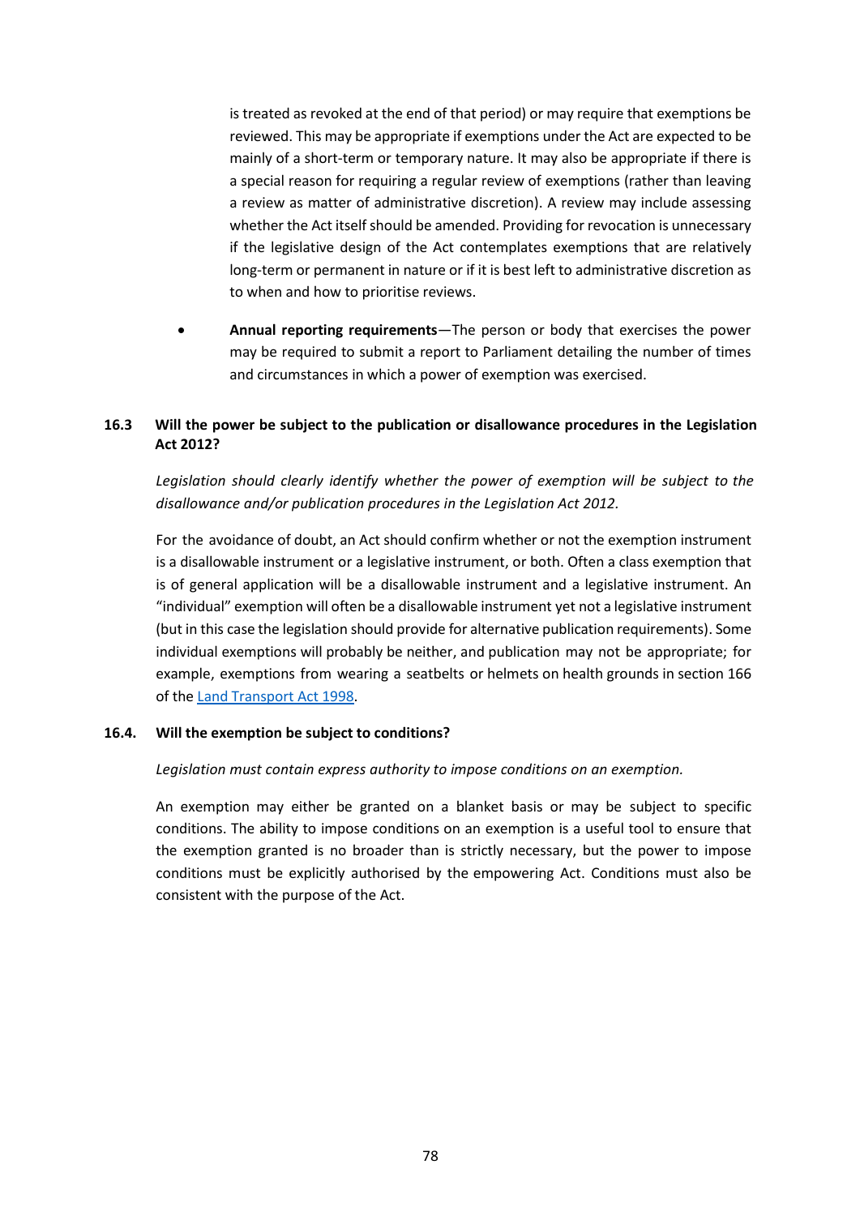is treated as revoked at the end of that period) or may require that exemptions be reviewed. This may be appropriate if exemptions under the Act are expected to be mainly of a short-term or temporary nature. It may also be appropriate if there is a special reason for requiring a regular review of exemptions (rather than leaving a review as matter of administrative discretion). A review may include assessing whether the Act itself should be amended. Providing for revocation is unnecessary if the legislative design of the Act contemplates exemptions that are relatively long-term or permanent in nature or if it is best left to administrative discretion as to when and how to prioritise reviews.

- **Annual reporting requirements**—The person or body that exercises the power may be required to submit a report to Parliament detailing the number of times and circumstances in which a power of exemption was exercised.

### 16.3 Will the power be subject to the publication or disallowance procedures in the Legislation Act 2012?

*Legislation should clearly identify whether the power of exemption will be subject to the disallowance and/or publication procedures in the Legislation Act 2012.*

For the avoidance of doubt, an Act should confirm whether or not the exemption instrument is a disallowable instrument or a legislative instrument, or both. Often a class exemption that is of general application will be a disallowable instrument and a legislative instrument. An "individual" exemption will often be a disallowable instrument yet not a legislative instrument (but in this case the legislation should provide for alternative publication requirements). Some individual exemptions will probably be neither, and publication may not be appropriate; for example, exemptions from wearing a seatbelts or helmets on health grounds in section 166 of the [Land Transport Act 1998](Land Transport Act 1998).

### 16.4. Will the exemption be subject to conditions?

*Legislation must contain express authority to impose conditions on an exemption.*

An exemption may either be granted on a blanket basis or may be subject to specific conditions. The ability to impose conditions on an exemption is a useful tool to ensure that the exemption granted is no broader than is strictly necessary, but the power to impose conditions must be explicitly authorised by the empowering Act. Conditions must also be consistent with the purpose of the Act.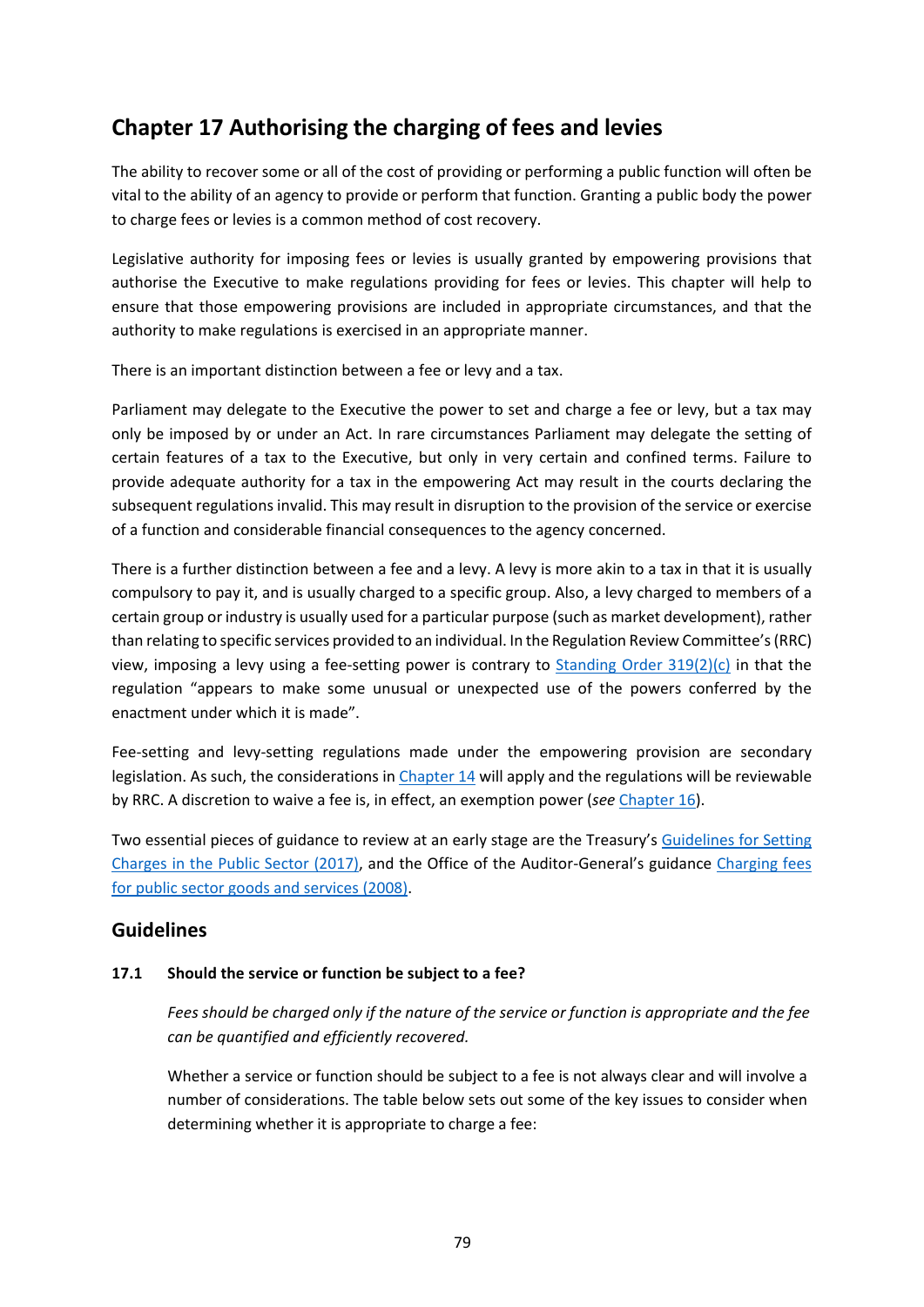# Chapter 17 Authorising the charging of fees and levies

The ability to recover some or all of the cost of providing or performing a public function will often be vital to the ability of an agency to provide or perform that function. Granting a public body the power to charge fees or levies is a common method of cost recovery.

Legislative authority for imposing fees or levies is usually granted by empowering provisions that authorise the Executive to make regulations providing for fees or levies. This chapter will help to ensure that those empowering provisions are included in appropriate circumstances, and that the authority to make regulations is exercised in an appropriate manner.

There is an important distinction between a fee or levy and a tax.

Parliament may delegate to the Executive the power to set and charge a fee or levy, but a tax may only be imposed by or under an Act. In rare circumstances Parliament may delegate the setting of certain features of a tax to the Executive, but only in very certain and confined terms. Failure to provide adequate authority for a tax in the empowering Act may result in the courts declaring the subsequent regulations invalid. This may result in disruption to the provision of the service or exercise of a function and considerable financial consequences to the agency concerned.

There is a further distinction between a fee and a levy. A levy is more akin to a tax in that it is usually compulsory to pay it, and is usually charged to a specific group. Also, a levy charged to members of a certain group or industry is usually used for a particular purpose (such as market development), rather than relating to specific services provided to an individual. In the Regulation Review Committee's (RRC) view, imposing a levy using a fee-setting power is contrary to [Standing Order 319(2)(c)] in that the regulation "appears to make some unusual or unexpected use of the powers conferred by the enactment under which it is made".

Fee-setting and levy-setting regulations made under the empowering provision are secondary legislation. As such, the considerations in [Chapter 14] will apply and the regulations will be reviewable by RRC. A discretion to waive a fee is, in effect, an exemption power (*see* [Chapter 16]).

Two essential pieces of guidance to review at an early stage are the Treasury's [Guidelines for Setting Charges in the Public Sector (2017)], and the Office of the Auditor-General's guidance [Charging fees for public sector goods and services (2008)].

## Guidelines

### 17.1 Should the service or function be subject to a fee?

*Fees should be charged only if the nature of the service or function is appropriate and the fee can be quantified and efficiently recovered.*

Whether a service or function should be subject to a fee is not always clear and will involve a number of considerations. The table below sets out some of the key issues to consider when determining whether it is appropriate to charge a fee: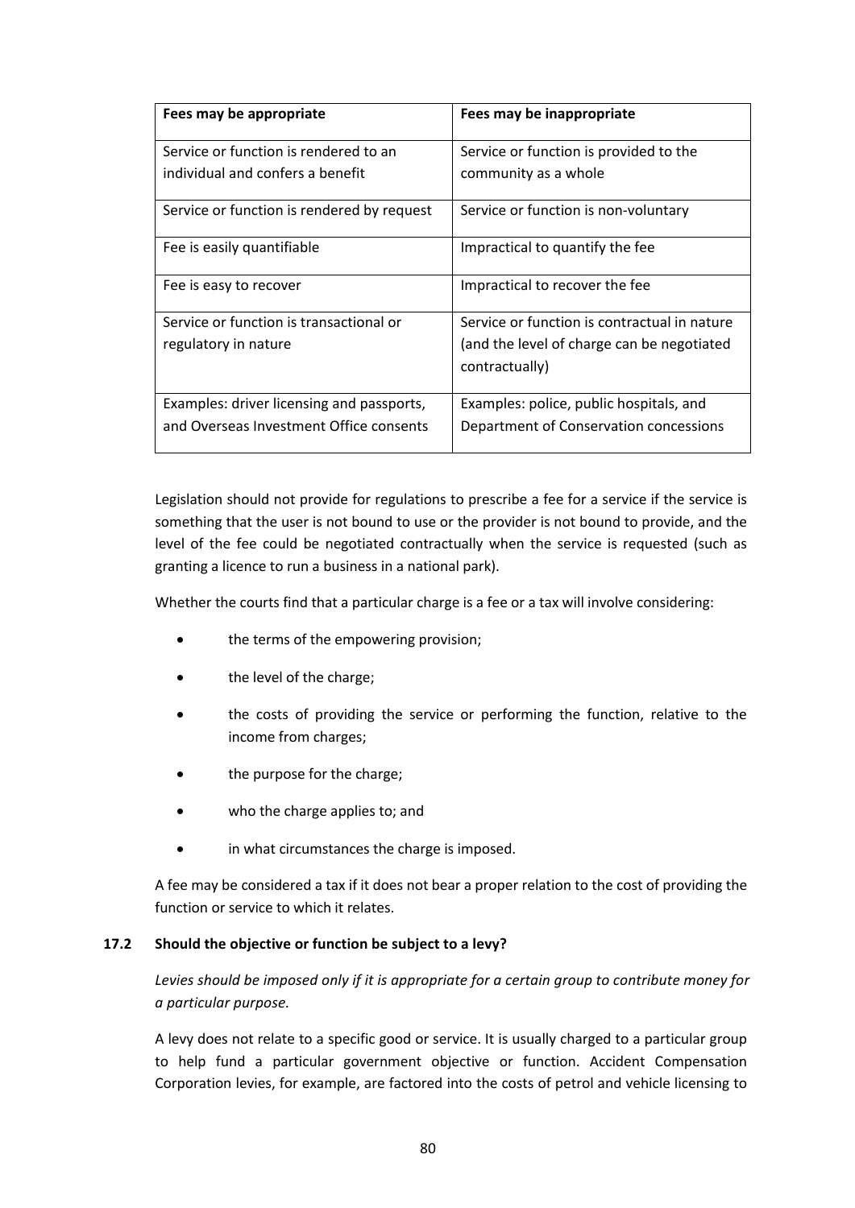| Fees may be appropriate | Fees may be inappropriate |
| --- | --- |
| Service or function is rendered to an individual and confers a benefit | Service or function is provided to the community as a whole |
| Service or function is rendered by request | Service or function is non-voluntary |
| Fee is easily quantifiable | Impractical to quantify the fee |
| Fee is easy to recover | Impractical to recover the fee |
| Service or function is transactional or regulatory in nature | Service or function is contractual in nature (and the level of charge can be negotiated contractually) |
| Examples: driver licensing and passports, and Overseas Investment Office consents | Examples: police, public hospitals, and Department of Conservation concessions |

Legislation should not provide for regulations to prescribe a fee for a service if the service is something that the user is not bound to use or the provider is not bound to provide, and the level of the fee could be negotiated contractually when the service is requested (such as granting a licence to run a business in a national park).

Whether the courts find that a particular charge is a fee or a tax will involve considering:

- the terms of the empowering provision;
- the level of the charge;
- the costs of providing the service or performing the function, relative to the income from charges;
- the purpose for the charge;
- who the charge applies to; and
- in what circumstances the charge is imposed.

A fee may be considered a tax if it does not bear a proper relation to the cost of providing the function or service to which it relates.

### 17.2 Should the objective or function be subject to a levy?

*Levies should be imposed only if it is appropriate for a certain group to contribute money for a particular purpose.*

A levy does not relate to a specific good or service. It is usually charged to a particular group to help fund a particular government objective or function. Accident Compensation Corporation levies, for example, are factored into the costs of petrol and vehicle licensing to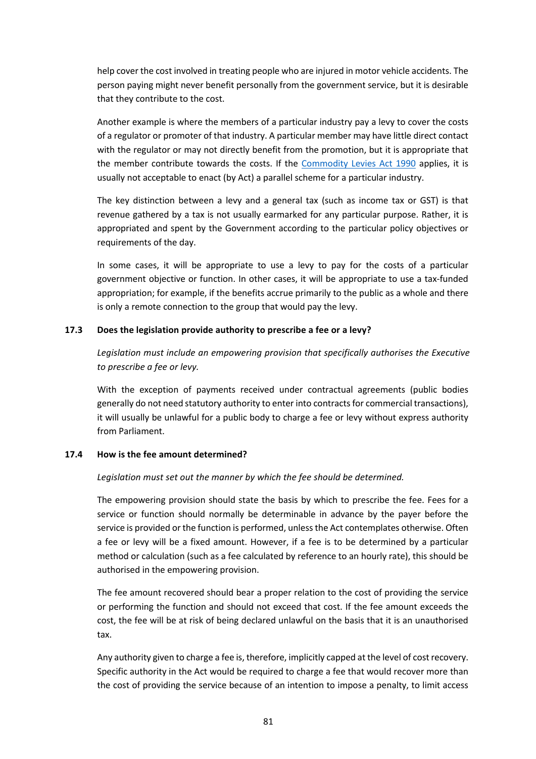help cover the cost involved in treating people who are injured in motor vehicle accidents. The person paying might never benefit personally from the government service, but it is desirable that they contribute to the cost.

Another example is where the members of a particular industry pay a levy to cover the costs of a regulator or promoter of that industry. A particular member may have little direct contact with the regulator or may not directly benefit from the promotion, but it is appropriate that the member contribute towards the costs. If the Commodity Levies Act 1990 applies, it is usually not acceptable to enact (by Act) a parallel scheme for a particular industry.

The key distinction between a levy and a general tax (such as income tax or GST) is that revenue gathered by a tax is not usually earmarked for any particular purpose. Rather, it is appropriated and spent by the Government according to the particular policy objectives or requirements of the day.

In some cases, it will be appropriate to use a levy to pay for the costs of a particular government objective or function. In other cases, it will be appropriate to use a tax-funded appropriation; for example, if the benefits accrue primarily to the public as a whole and there is only a remote connection to the group that would pay the levy.

### 17.3 Does the legislation provide authority to prescribe a fee or a levy?

*Legislation must include an empowering provision that specifically authorises the Executive to prescribe a fee or levy.*

With the exception of payments received under contractual agreements (public bodies generally do not need statutory authority to enter into contracts for commercial transactions), it will usually be unlawful for a public body to charge a fee or levy without express authority from Parliament.

### 17.4 How is the fee amount determined?

*Legislation must set out the manner by which the fee should be determined.*

The empowering provision should state the basis by which to prescribe the fee. Fees for a service or function should normally be determinable in advance by the payer before the service is provided or the function is performed, unless the Act contemplates otherwise. Often a fee or levy will be a fixed amount. However, if a fee is to be determined by a particular method or calculation (such as a fee calculated by reference to an hourly rate), this should be authorised in the empowering provision.

The fee amount recovered should bear a proper relation to the cost of providing the service or performing the function and should not exceed that cost. If the fee amount exceeds the cost, the fee will be at risk of being declared unlawful on the basis that it is an unauthorised tax.

Any authority given to charge a fee is, therefore, implicitly capped at the level of cost recovery. Specific authority in the Act would be required to charge a fee that would recover more than the cost of providing the service because of an intention to impose a penalty, to limit access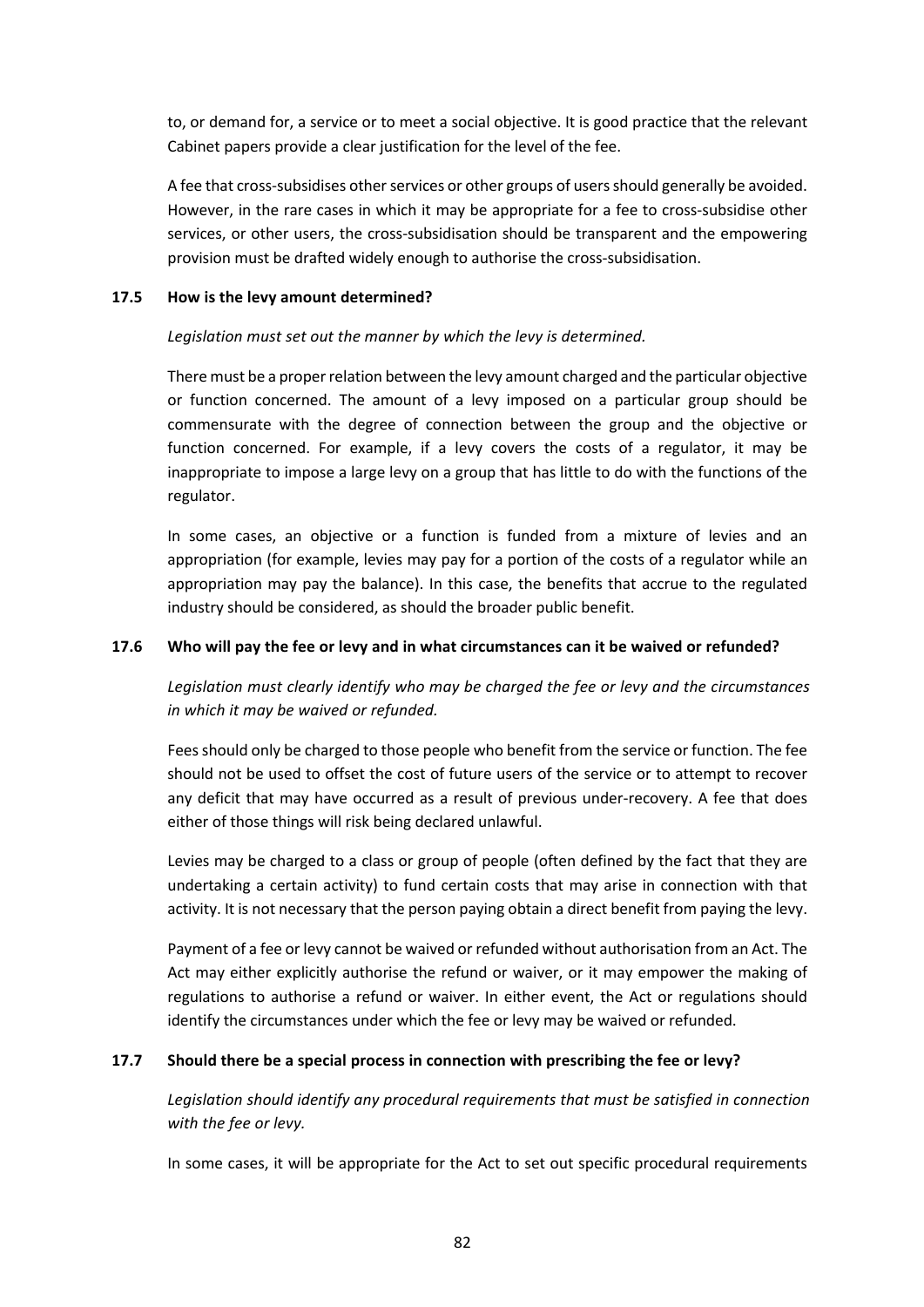to, or demand for, a service or to meet a social objective. It is good practice that the relevant Cabinet papers provide a clear justification for the level of the fee.

A fee that cross-subsidises other services or other groups of users should generally be avoided. However, in the rare cases in which it may be appropriate for a fee to cross-subsidise other services, or other users, the cross-subsidisation should be transparent and the empowering provision must be drafted widely enough to authorise the cross-subsidisation.

### 17.5 How is the levy amount determined?

*Legislation must set out the manner by which the levy is determined.*

There must be a proper relation between the levy amount charged and the particular objective or function concerned. The amount of a levy imposed on a particular group should be commensurate with the degree of connection between the group and the objective or function concerned. For example, if a levy covers the costs of a regulator, it may be inappropriate to impose a large levy on a group that has little to do with the functions of the regulator.

In some cases, an objective or a function is funded from a mixture of levies and an appropriation (for example, levies may pay for a portion of the costs of a regulator while an appropriation may pay the balance). In this case, the benefits that accrue to the regulated industry should be considered, as should the broader public benefit.

### 17.6 Who will pay the fee or levy and in what circumstances can it be waived or refunded?

*Legislation must clearly identify who may be charged the fee or levy and the circumstances in which it may be waived or refunded.*

Fees should only be charged to those people who benefit from the service or function. The fee should not be used to offset the cost of future users of the service or to attempt to recover any deficit that may have occurred as a result of previous under-recovery. A fee that does either of those things will risk being declared unlawful.

Levies may be charged to a class or group of people (often defined by the fact that they are undertaking a certain activity) to fund certain costs that may arise in connection with that activity. It is not necessary that the person paying obtain a direct benefit from paying the levy.

Payment of a fee or levy cannot be waived or refunded without authorisation from an Act. The Act may either explicitly authorise the refund or waiver, or it may empower the making of regulations to authorise a refund or waiver. In either event, the Act or regulations should identify the circumstances under which the fee or levy may be waived or refunded.

### 17.7 Should there be a special process in connection with prescribing the fee or levy?

*Legislation should identify any procedural requirements that must be satisfied in connection with the fee or levy.*

In some cases, it will be appropriate for the Act to set out specific procedural requirements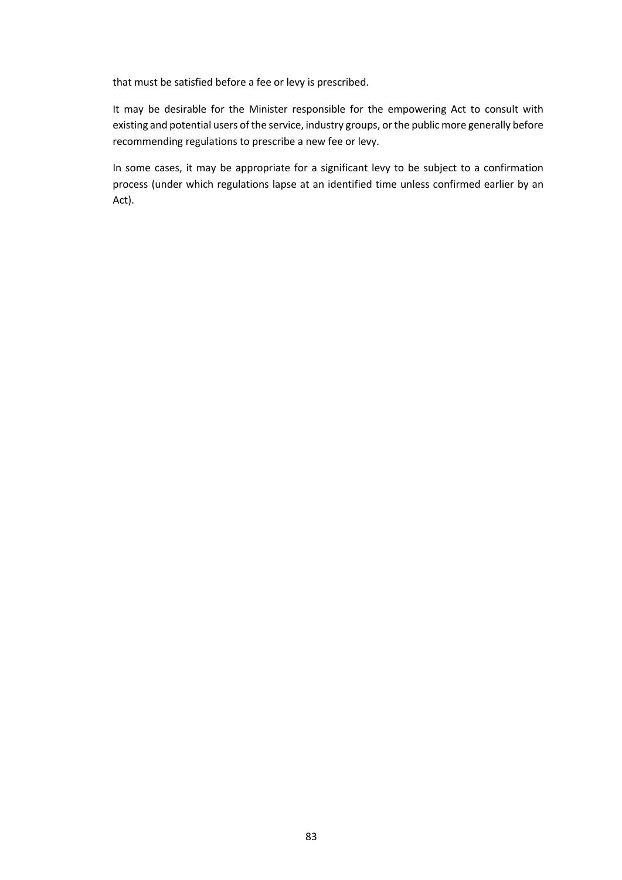that must be satisfied before a fee or levy is prescribed.

It may be desirable for the Minister responsible for the empowering Act to consult with existing and potential users of the service, industry groups, or the public more generally before recommending regulations to prescribe a new fee or levy.

In some cases, it may be appropriate for a significant levy to be subject to a confirmation process (under which regulations lapse at an identified time unless confirmed earlier by an Act).